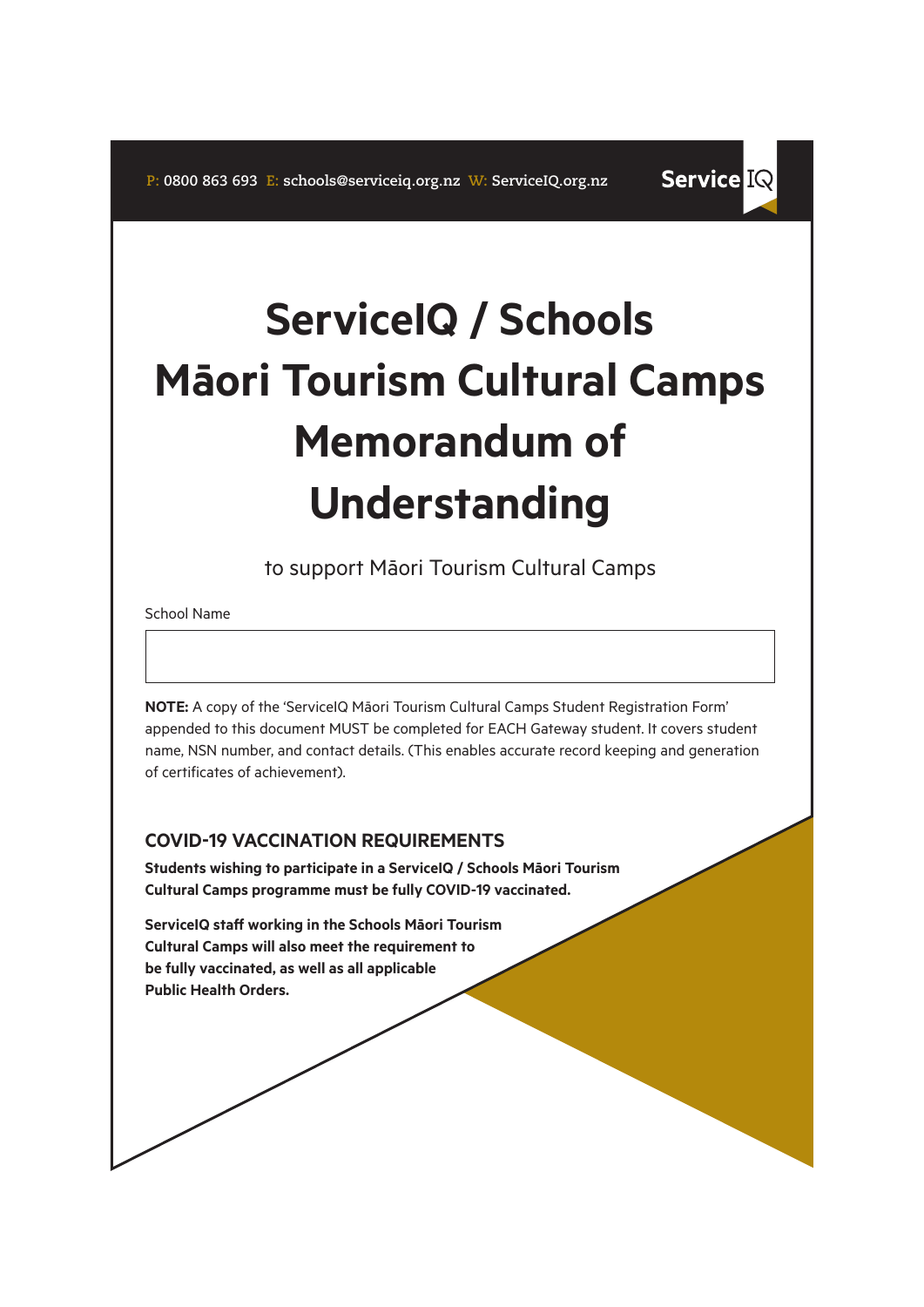P: 0800 863 693 E: schools@serviceiq.org.nz W: ServiceIQ.org.nz

ServiceIQ

# ServiceIQ / Schools Māori Tourism Cultural Camps Memorandum of Understanding

to support Māori Tourism Cultural Camps

School Name

| |
|---|
| |

**NOTE:** A copy of the 'ServiceIQ Māori Tourism Cultural Camps Student Registration Form' appended to this document MUST be completed for EACH Gateway student. It covers student name, NSN number, and contact details. (This enables accurate record keeping and generation of certificates of achievement).

## COVID-19 VACCINATION REQUIREMENTS

**Students wishing to participate in a ServiceIQ / Schools Māori Tourism Cultural Camps programme must be fully COVID-19 vaccinated.**

**ServiceIQ staff working in the Schools Māori Tourism Cultural Camps will also meet the requirement to be fully vaccinated, as well as all applicable Public Health Orders.**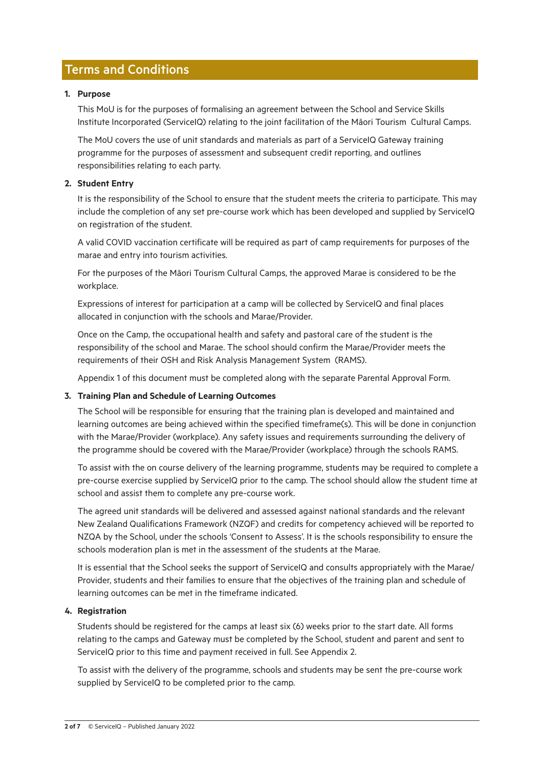## Terms and Conditions

**1. Purpose**

This MoU is for the purposes of formalising an agreement between the School and Service Skills Institute Incorporated (ServiceIQ) relating to the joint facilitation of the Māori Tourism Cultural Camps.

The MoU covers the use of unit standards and materials as part of a ServiceIQ Gateway training programme for the purposes of assessment and subsequent credit reporting, and outlines responsibilities relating to each party.

**2. Student Entry**

It is the responsibility of the School to ensure that the student meets the criteria to participate. This may include the completion of any set pre-course work which has been developed and supplied by ServiceIQ on registration of the student.

A valid COVID vaccination certificate will be required as part of camp requirements for purposes of the marae and entry into tourism activities.

For the purposes of the Māori Tourism Cultural Camps, the approved Marae is considered to be the workplace.

Expressions of interest for participation at a camp will be collected by ServiceIQ and final places allocated in conjunction with the schools and Marae/Provider.

Once on the Camp, the occupational health and safety and pastoral care of the student is the responsibility of the school and Marae. The school should confirm the Marae/Provider meets the requirements of their OSH and Risk Analysis Management System (RAMS).

Appendix 1 of this document must be completed along with the separate Parental Approval Form.

**3. Training Plan and Schedule of Learning Outcomes**

The School will be responsible for ensuring that the training plan is developed and maintained and learning outcomes are being achieved within the specified timeframe(s). This will be done in conjunction with the Marae/Provider (workplace). Any safety issues and requirements surrounding the delivery of the programme should be covered with the Marae/Provider (workplace) through the schools RAMS.

To assist with the on course delivery of the learning programme, students may be required to complete a pre-course exercise supplied by ServiceIQ prior to the camp. The school should allow the student time at school and assist them to complete any pre-course work.

The agreed unit standards will be delivered and assessed against national standards and the relevant New Zealand Qualifications Framework (NZQF) and credits for competency achieved will be reported to NZQA by the School, under the schools 'Consent to Assess'. It is the schools responsibility to ensure the schools moderation plan is met in the assessment of the students at the Marae.

It is essential that the School seeks the support of ServiceIQ and consults appropriately with the Marae/Provider, students and their families to ensure that the objectives of the training plan and schedule of learning outcomes can be met in the timeframe indicated.

**4. Registration**

Students should be registered for the camps at least six (6) weeks prior to the start date. All forms relating to the camps and Gateway must be completed by the School, student and parent and sent to ServiceIQ prior to this time and payment received in full. See Appendix 2.

To assist with the delivery of the programme, schools and students may be sent the pre-course work supplied by ServiceIQ to be completed prior to the camp.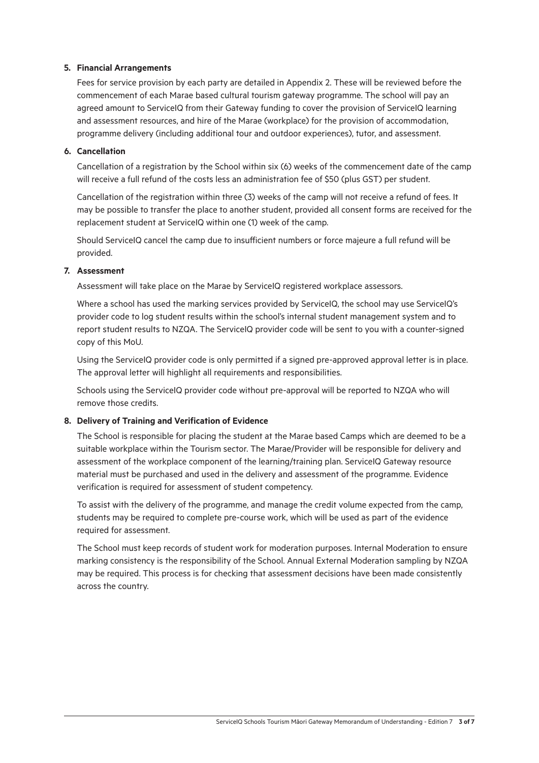**5. Financial Arrangements**

Fees for service provision by each party are detailed in Appendix 2. These will be reviewed before the commencement of each Marae based cultural tourism gateway programme. The school will pay an agreed amount to ServiceIQ from their Gateway funding to cover the provision of ServiceIQ learning and assessment resources, and hire of the Marae (workplace) for the provision of accommodation, programme delivery (including additional tour and outdoor experiences), tutor, and assessment.

**6. Cancellation**

Cancellation of a registration by the School within six (6) weeks of the commencement date of the camp will receive a full refund of the costs less an administration fee of $50 (plus GST) per student.

Cancellation of the registration within three (3) weeks of the camp will not receive a refund of fees. It may be possible to transfer the place to another student, provided all consent forms are received for the replacement student at ServiceIQ within one (1) week of the camp.

Should ServiceIQ cancel the camp due to insufficient numbers or force majeure a full refund will be provided.

**7. Assessment**

Assessment will take place on the Marae by ServiceIQ registered workplace assessors.

Where a school has used the marking services provided by ServiceIQ, the school may use ServiceIQ's provider code to log student results within the school's internal student management system and to report student results to NZQA. The ServiceIQ provider code will be sent to you with a counter-signed copy of this MoU.

Using the ServiceIQ provider code is only permitted if a signed pre-approved approval letter is in place. The approval letter will highlight all requirements and responsibilities.

Schools using the ServiceIQ provider code without pre-approval will be reported to NZQA who will remove those credits.

**8. Delivery of Training and Verification of Evidence**

The School is responsible for placing the student at the Marae based Camps which are deemed to be a suitable workplace within the Tourism sector. The Marae/Provider will be responsible for delivery and assessment of the workplace component of the learning/training plan. ServiceIQ Gateway resource material must be purchased and used in the delivery and assessment of the programme. Evidence verification is required for assessment of student competency.

To assist with the delivery of the programme, and manage the credit volume expected from the camp, students may be required to complete pre-course work, which will be used as part of the evidence required for assessment.

The School must keep records of student work for moderation purposes. Internal Moderation to ensure marking consistency is the responsibility of the School. Annual External Moderation sampling by NZQA may be required. This process is for checking that assessment decisions have been made consistently across the country.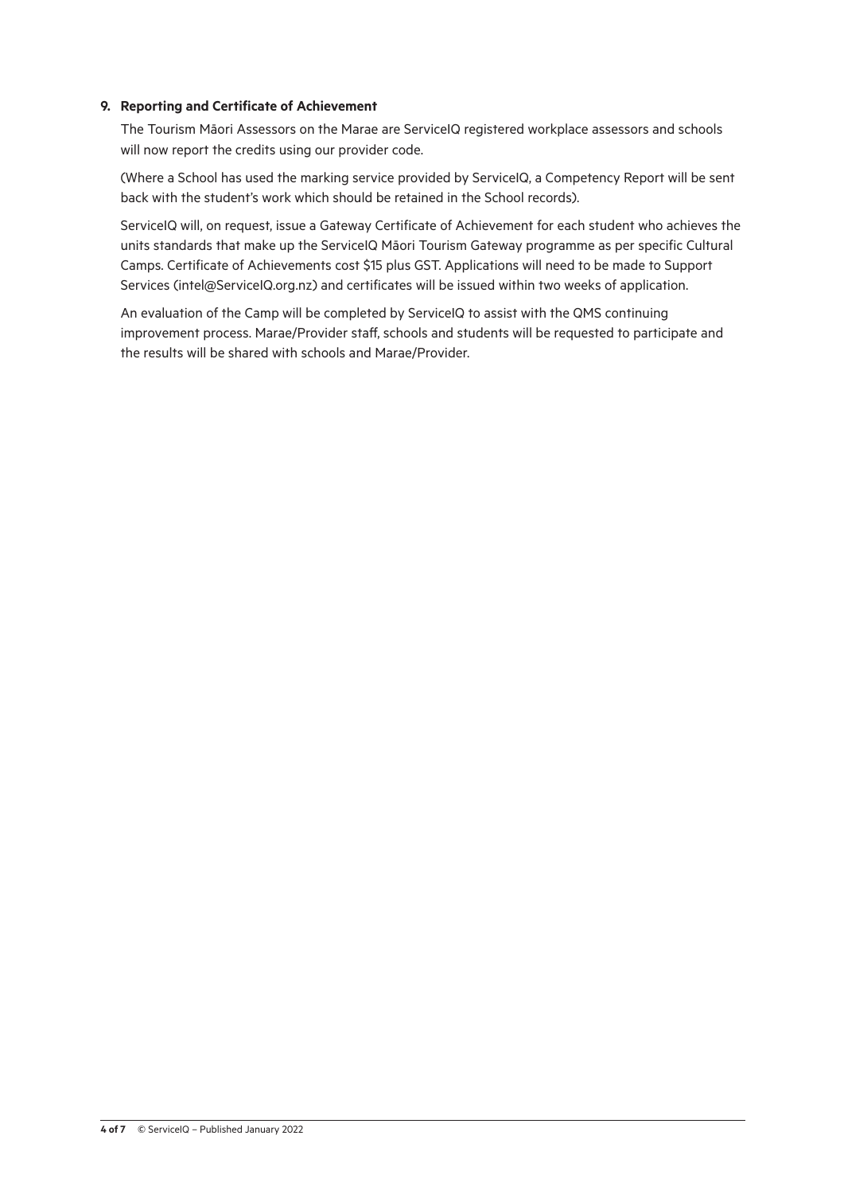**9. Reporting and Certificate of Achievement**

The Tourism Māori Assessors on the Marae are ServiceIQ registered workplace assessors and schools will now report the credits using our provider code.

(Where a School has used the marking service provided by ServiceIQ, a Competency Report will be sent back with the student's work which should be retained in the School records).

ServiceIQ will, on request, issue a Gateway Certificate of Achievement for each student who achieves the units standards that make up the ServiceIQ Māori Tourism Gateway programme as per specific Cultural Camps. Certificate of Achievements cost $15 plus GST. Applications will need to be made to Support Services (intel@ServiceIQ.org.nz) and certificates will be issued within two weeks of application.

An evaluation of the Camp will be completed by ServiceIQ to assist with the QMS continuing improvement process. Marae/Provider staff, schools and students will be requested to participate and the results will be shared with schools and Marae/Provider.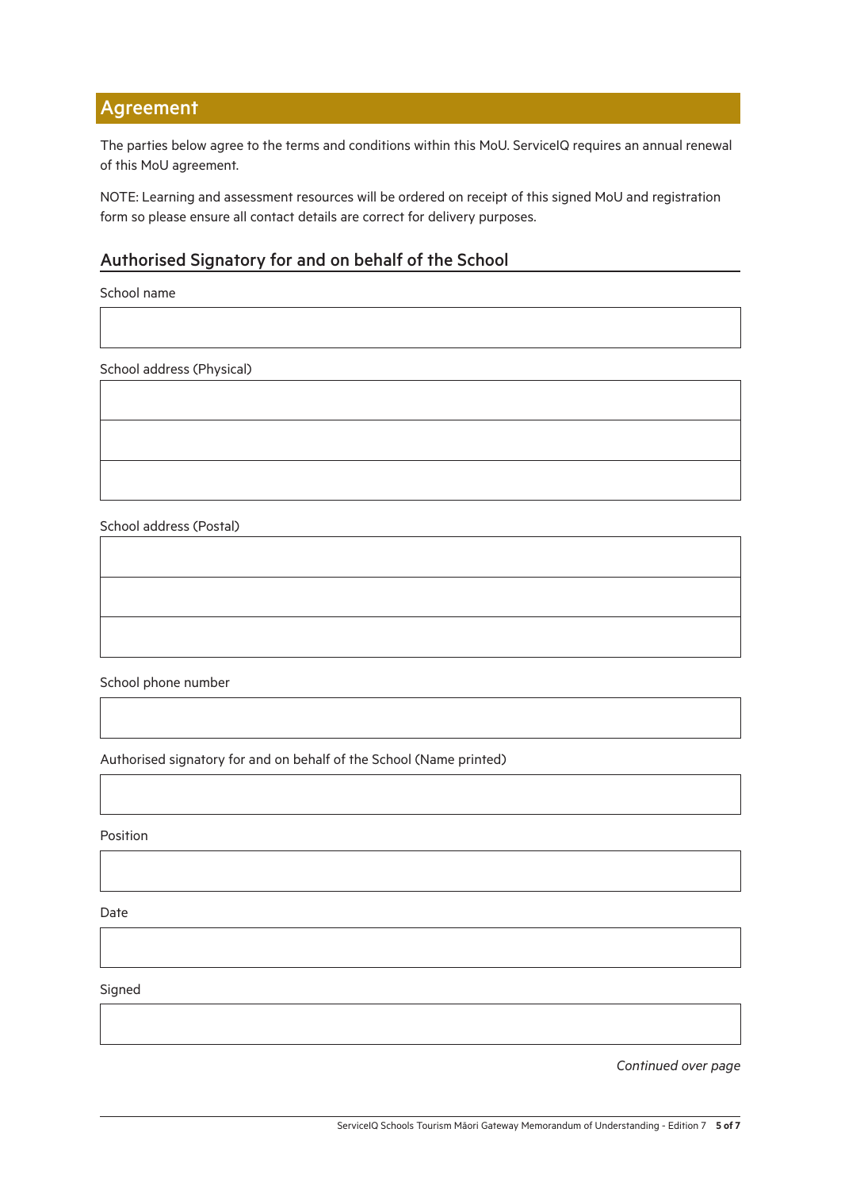## Agreement

The parties below agree to the terms and conditions within this MoU. ServiceIQ requires an annual renewal of this MoU agreement.

NOTE: Learning and assessment resources will be ordered on receipt of this signed MoU and registration form so please ensure all contact details are correct for delivery purposes.

### Authorised Signatory for and on behalf of the School

School name

School address (Physical)

School address (Postal)

School phone number

Authorised signatory for and on behalf of the School (Name printed)

Position

Date

Signed

*Continued over page*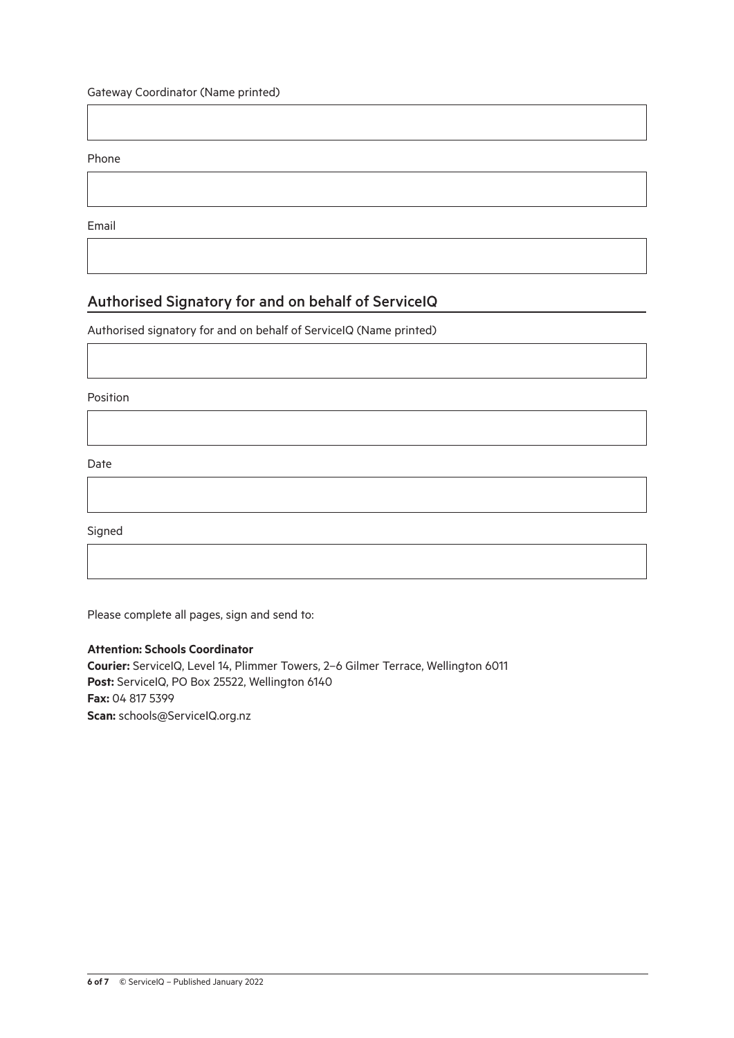Gateway Coordinator (Name printed)

Phone

Email

## Authorised Signatory for and on behalf of ServiceIQ

Authorised signatory for and on behalf of ServiceIQ (Name printed)

Position

Date

Signed

Please complete all pages, sign and send to:

**Attention: Schools Coordinator**
**Courier:** ServiceIQ, Level 14, Plimmer Towers, 2–6 Gilmer Terrace, Wellington 6011
**Post:** ServiceIQ, PO Box 25522, Wellington 6140
**Fax:** 04 817 5399
**Scan:** schools@ServiceIQ.org.nz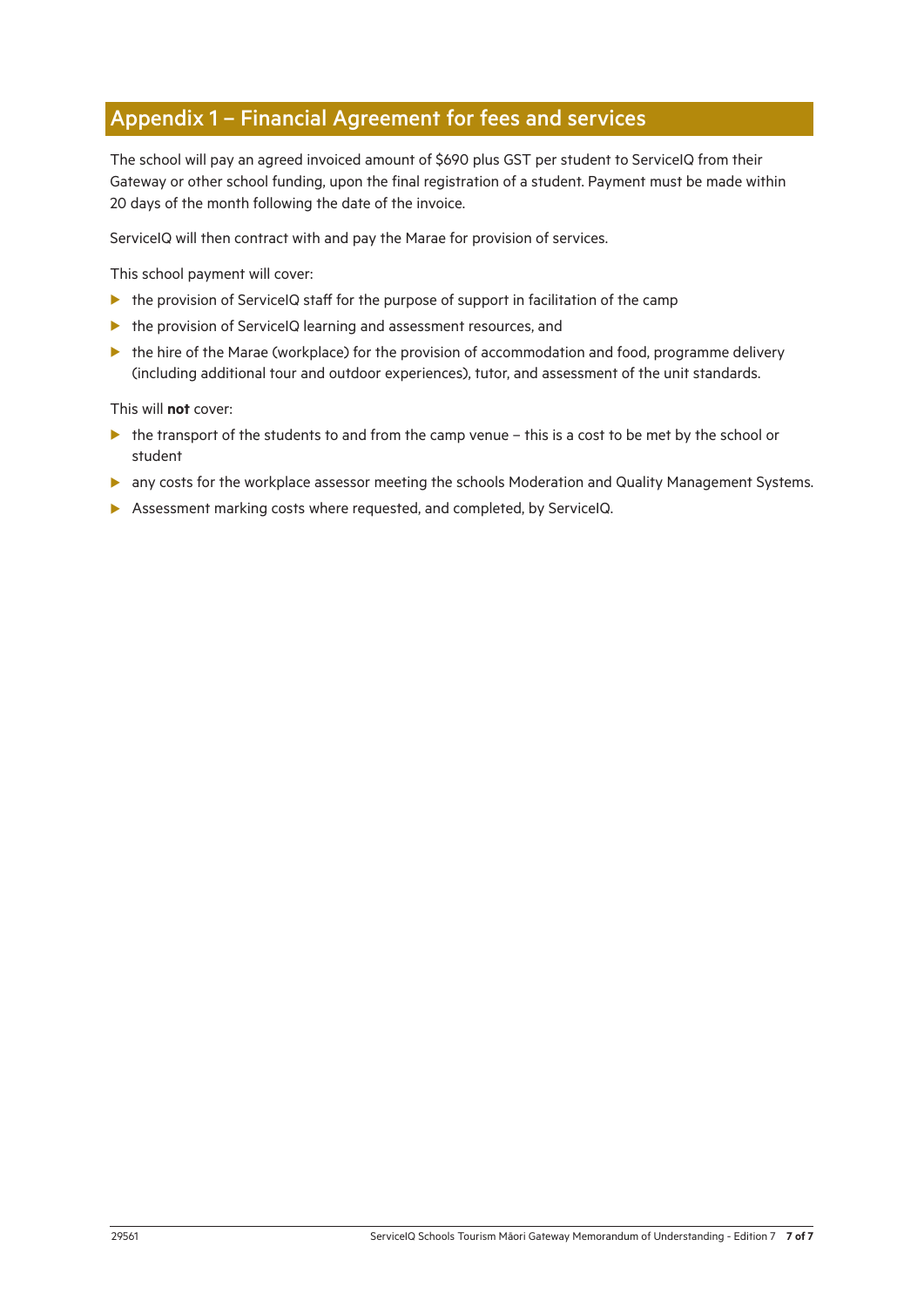## Appendix 1 – Financial Agreement for fees and services

The school will pay an agreed invoiced amount of $690 plus GST per student to ServiceIQ from their Gateway or other school funding, upon the final registration of a student. Payment must be made within 20 days of the month following the date of the invoice.

ServiceIQ will then contract with and pay the Marae for provision of services.

This school payment will cover:

- the provision of ServiceIQ staff for the purpose of support in facilitation of the camp
- the provision of ServiceIQ learning and assessment resources, and
- the hire of the Marae (workplace) for the provision of accommodation and food, programme delivery (including additional tour and outdoor experiences), tutor, and assessment of the unit standards.

This will **not** cover:

- the transport of the students to and from the camp venue – this is a cost to be met by the school or student
- any costs for the workplace assessor meeting the schools Moderation and Quality Management Systems.
- Assessment marking costs where requested, and completed, by ServiceIQ.